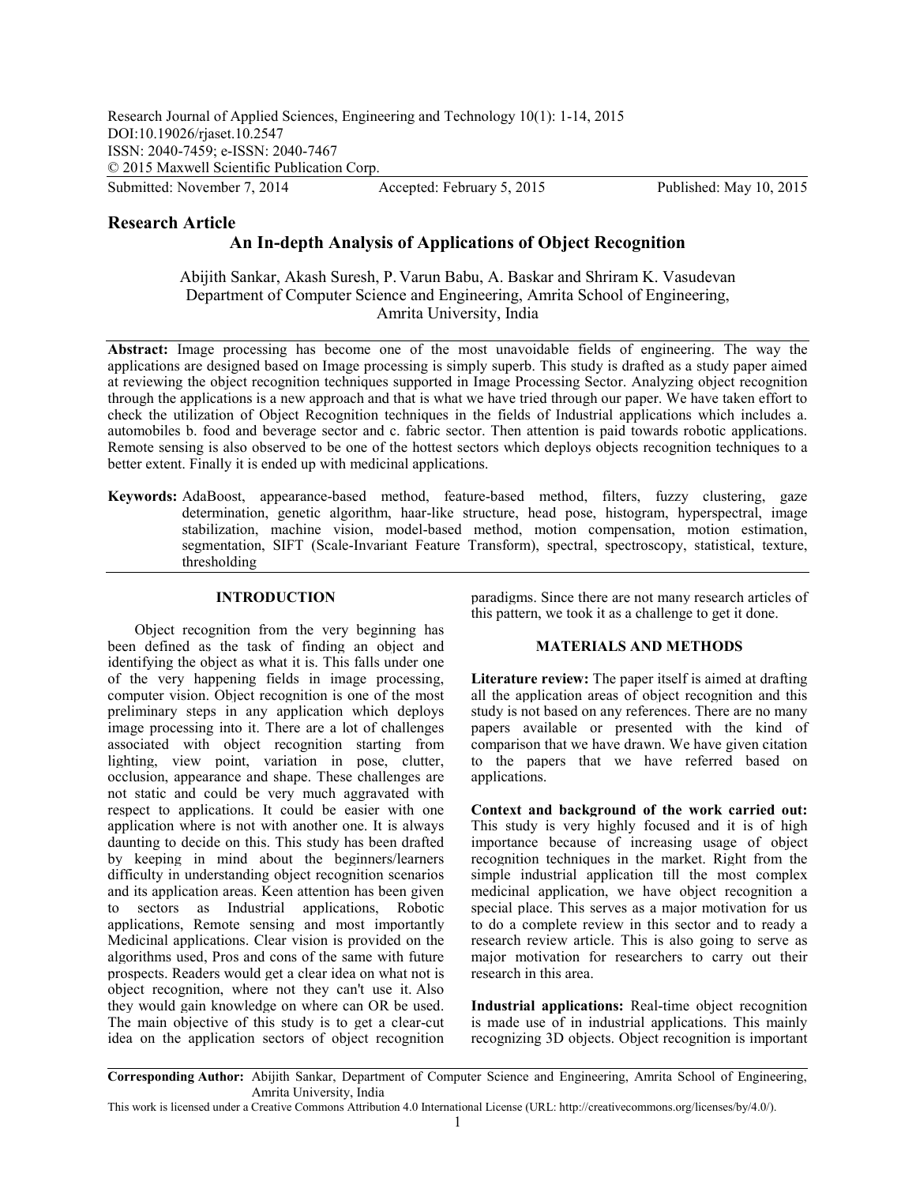Research Journal of Applied Sciences, Engineering and Technology 10(1): 1-14, 2015
DOI:10.19026/rjaset.10.2547
ISSN: 2040-7459; e-ISSN: 2040-7467
© 2015 Maxwell Scientific Publication Corp.

Submitted: November 7, 2014 Accepted: February 5, 2015 Published: May 10, 2015

**Research Article**

# An In-depth Analysis of Applications of Object Recognition

Abijith Sankar, Akash Suresh, P. Varun Babu, A. Baskar and Shriram K. Vasudevan
Department of Computer Science and Engineering, Amrita School of Engineering, Amrita University, India

**Abstract:** Image processing has become one of the most unavoidable fields of engineering. The way the applications are designed based on Image processing is simply superb. This study is drafted as a study paper aimed at reviewing the object recognition techniques supported in Image Processing Sector. Analyzing object recognition through the applications is a new approach and that is what we have tried through our paper. We have taken effort to check the utilization of Object Recognition techniques in the fields of Industrial applications which includes a. automobiles b. food and beverage sector and c. fabric sector. Then attention is paid towards robotic applications. Remote sensing is also observed to be one of the hottest sectors which deploys objects recognition techniques to a better extent. Finally it is ended up with medicinal applications.

**Keywords:** AdaBoost, appearance-based method, feature-based method, filters, fuzzy clustering, gaze determination, genetic algorithm, haar-like structure, head pose, histogram, hyperspectral, image stabilization, machine vision, model-based method, motion compensation, motion estimation, segmentation, SIFT (Scale-Invariant Feature Transform), spectral, spectroscopy, statistical, texture, thresholding

## INTRODUCTION

Object recognition from the very beginning has been defined as the task of finding an object and identifying the object as what it is. This falls under one of the very happening fields in image processing, computer vision. Object recognition is one of the most preliminary steps in any application which deploys image processing into it. There are a lot of challenges associated with object recognition starting from lighting, view point, variation in pose, clutter, occlusion, appearance and shape. These challenges are not static and could be very much aggravated with respect to applications. It could be easier with one application where is not with another one. It is always daunting to decide on this. This study has been drafted by keeping in mind about the beginners/learners difficulty in understanding object recognition scenarios and its application areas. Keen attention has been given to sectors as Industrial applications, Robotic applications, Remote sensing and most importantly Medicinal applications. Clear vision is provided on the algorithms used, Pros and cons of the same with future prospects. Readers would get a clear idea on what not is object recognition, where not they can't use it. Also they would gain knowledge on where can OR be used. The main objective of this study is to get a clear-cut idea on the application sectors of object recognition paradigms. Since there are not many research articles of this pattern, we took it as a challenge to get it done.

## MATERIALS AND METHODS

**Literature review:** The paper itself is aimed at drafting all the application areas of object recognition and this study is not based on any references. There are no many papers available or presented with the kind of comparison that we have drawn. We have given citation to the papers that we have referred based on applications.

**Context and background of the work carried out:** This study is very highly focused and it is of high importance because of increasing usage of object recognition techniques in the market. Right from the simple industrial application till the most complex medicinal application, we have object recognition a special place. This serves as a major motivation for us to do a complete review in this sector and to ready a research review article. This is also going to serve as major motivation for researchers to carry out their research in this area.

**Industrial applications:** Real-time object recognition is made use of in industrial applications. This mainly recognizing 3D objects. Object recognition is important

---

**Corresponding Author:** Abijith Sankar, Department of Computer Science and Engineering, Amrita School of Engineering, Amrita University, India

This work is licensed under a Creative Commons Attribution 4.0 International License (URL: http://creativecommons.org/licenses/by/4.0/).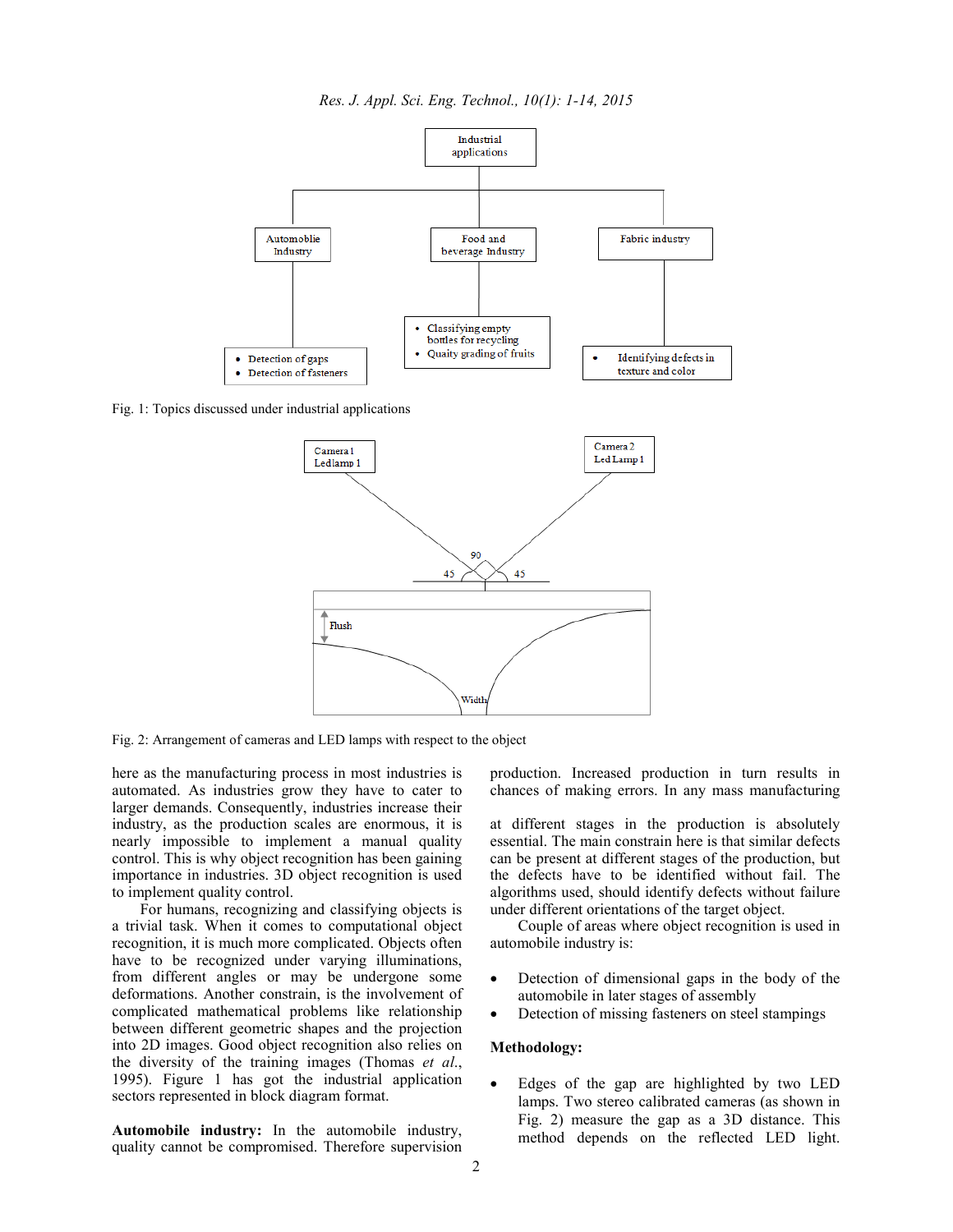Fig. 1: Topics discussed under industrial applications

Fig. 2: Arrangement of cameras and LED lamps with respect to the object

here as the manufacturing process in most industries is automated. As industries grow they have to cater to larger demands. Consequently, industries increase their industry, as the production scales are enormous, it is nearly impossible to implement a manual quality control. This is why object recognition has been gaining importance in industries. 3D object recognition is used to implement quality control.

For humans, recognizing and classifying objects is a trivial task. When it comes to computational object recognition, it is much more complicated. Objects often have to be recognized under varying illuminations, from different angles or may be undergone some deformations. Another constrain, is the involvement of complicated mathematical problems like relationship between different geometric shapes and the projection into 2D images. Good object recognition also relies on the diversity of the training images (Thomas *et al*., 1995). Figure 1 has got the industrial application sectors represented in block diagram format.

**Automobile industry:** In the automobile industry, quality cannot be compromised. Therefore supervision at different stages in the production is absolutely essential. The main constrain here is that similar defects can be present at different stages of the production, but the defects have to be identified without fail. The algorithms used, should identify defects without failure under different orientations of the target object.

Couple of areas where object recognition is used in automobile industry is:

- Detection of dimensional gaps in the body of the automobile in later stages of assembly
- Detection of missing fasteners on steel stampings

**Methodology:**

- Edges of the gap are highlighted by two LED lamps. Two stereo calibrated cameras (as shown in Fig. 2) measure the gap as a 3D distance. This method depends on the reflected LED light.

production. Increased production in turn results in chances of making errors. In any mass manufacturing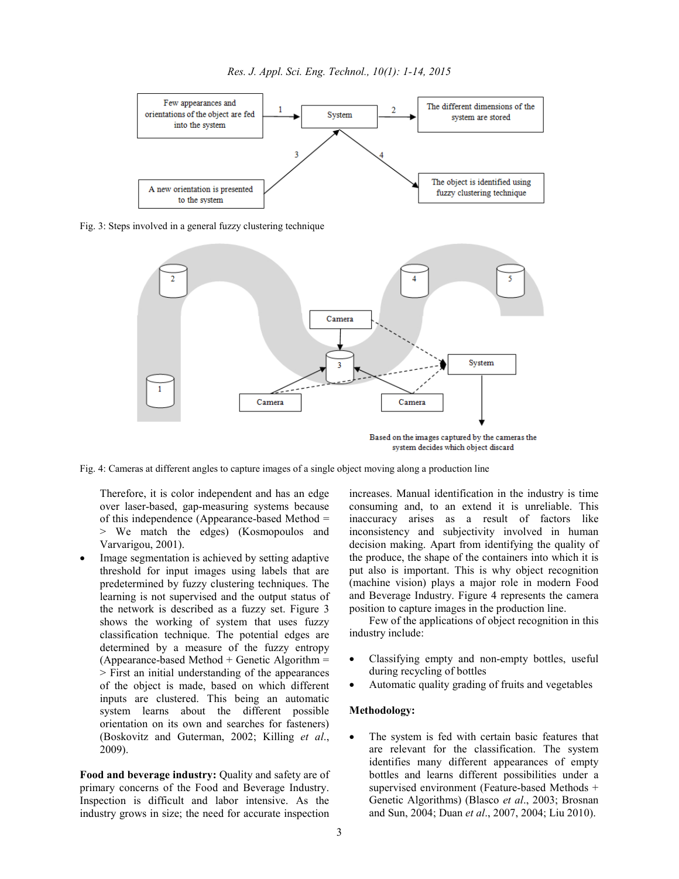Fig. 3: Steps involved in a general fuzzy clustering technique

Fig. 4: Cameras at different angles to capture images of a single object moving along a production line

Therefore, it is color independent and has an edge over laser-based, gap-measuring systems because of this independence (Appearance-based Method => We match the edges) (Kosmopoulos and Varvarigou, 2001).

- Image segmentation is achieved by setting adaptive threshold for input images using labels that are predetermined by fuzzy clustering techniques. The learning is not supervised and the output status of the network is described as a fuzzy set. Figure 3 shows the working of system that uses fuzzy classification technique. The potential edges are determined by a measure of the fuzzy entropy (Appearance-based Method + Genetic Algorithm => First an initial understanding of the appearances of the object is made, based on which different inputs are clustered. This being an automatic system learns about the different possible orientation on its own and searches for fasteners) (Boskovitz and Guterman, 2002; Killing *et al*., 2009).

**Food and beverage industry:** Quality and safety are of primary concerns of the Food and Beverage Industry. Inspection is difficult and labor intensive. As the industry grows in size; the need for accurate inspection increases. Manual identification in the industry is time consuming and, to an extend it is unreliable. This inaccuracy arises as a result of factors like inconsistency and subjectivity involved in human decision making. Apart from identifying the quality of the produce, the shape of the containers into which it is put also is important. This is why object recognition (machine vision) plays a major role in modern Food and Beverage Industry. Figure 4 represents the camera position to capture images in the production line.

Few of the applications of object recognition in this industry include:

- Classifying empty and non-empty bottles, useful during recycling of bottles
- Automatic quality grading of fruits and vegetables

**Methodology:**

- The system is fed with certain basic features that are relevant for the classification. The system identifies many different appearances of empty bottles and learns different possibilities under a supervised environment (Feature-based Methods + Genetic Algorithms) (Blasco *et al*., 2003; Brosnan and Sun, 2004; Duan *et al*., 2007, 2004; Liu 2010).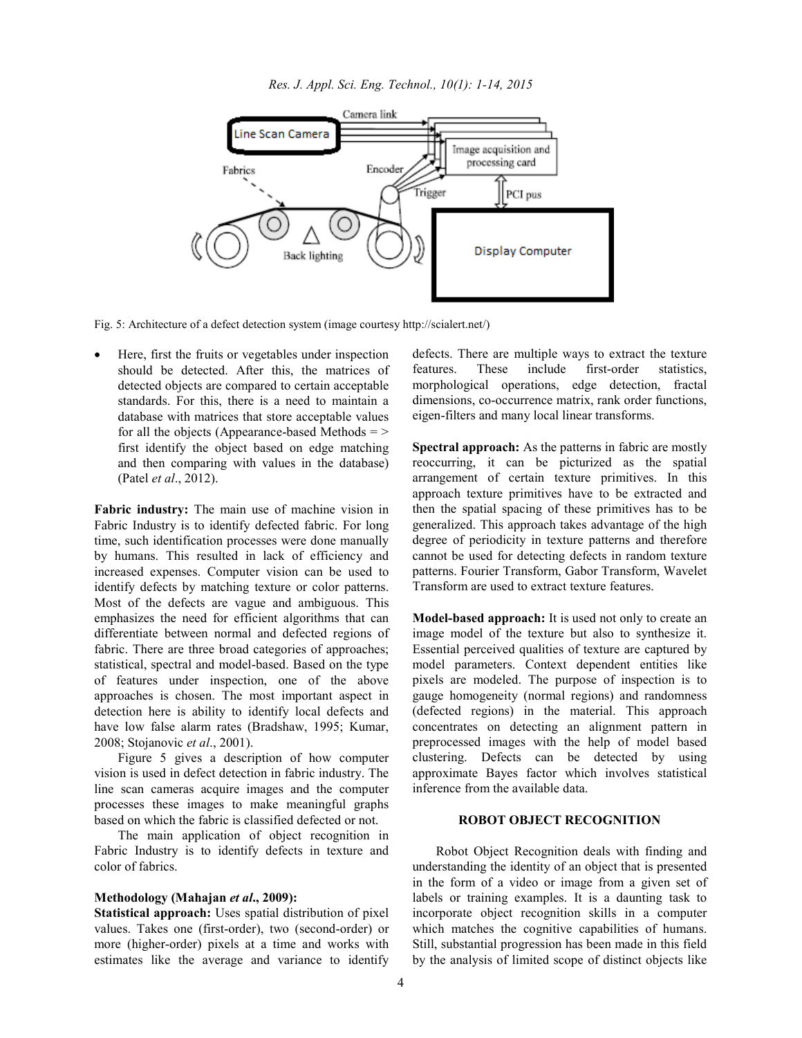Camera link

Line Scan Camera

Image acquisition and processing card

Fabrics

Encoder

Trigger

PCI pus

Back lighting

Display Computer

Fig. 5: Architecture of a defect detection system (image courtesy http://scialert.net/)

- Here, first the fruits or vegetables under inspection should be detected. After this, the matrices of detected objects are compared to certain acceptable standards. For this, there is a need to maintain a database with matrices that store acceptable values for all the objects (Appearance-based Methods = > first identify the object based on edge matching and then comparing with values in the database) (Patel *et al*., 2012).

**Fabric industry:** The main use of machine vision in Fabric Industry is to identify defected fabric. For long time, such identification processes were done manually by humans. This resulted in lack of efficiency and increased expenses. Computer vision can be used to identify defects by matching texture or color patterns. Most of the defects are vague and ambiguous. This emphasizes the need for efficient algorithms that can differentiate between normal and defected regions of fabric. There are three broad categories of approaches; statistical, spectral and model-based. Based on the type of features under inspection, one of the above approaches is chosen. The most important aspect in detection here is ability to identify local defects and have low false alarm rates (Bradshaw, 1995; Kumar, 2008; Stojanovic *et al*., 2001).

Figure 5 gives a description of how computer vision is used in defect detection in fabric industry. The line scan cameras acquire images and the computer processes these images to make meaningful graphs based on which the fabric is classified defected or not.

The main application of object recognition in Fabric Industry is to identify defects in texture and color of fabrics.

**Methodology (Mahajan *et al*., 2009):**

**Statistical approach:** Uses spatial distribution of pixel values. Takes one (first-order), two (second-order) or more (higher-order) pixels at a time and works with estimates like the average and variance to identify defects. There are multiple ways to extract the texture features. These include first-order statistics, morphological operations, edge detection, fractal dimensions, co-occurrence matrix, rank order functions, eigen-filters and many local linear transforms.

**Spectral approach:** As the patterns in fabric are mostly reoccurring, it can be picturized as the spatial arrangement of certain texture primitives. In this approach texture primitives have to be extracted and then the spatial spacing of these primitives has to be generalized. This approach takes advantage of the high degree of periodicity in texture patterns and therefore cannot be used for detecting defects in random texture patterns. Fourier Transform, Gabor Transform, Wavelet Transform are used to extract texture features.

**Model-based approach:** It is used not only to create an image model of the texture but also to synthesize it. Essential perceived qualities of texture are captured by model parameters. Context dependent entities like pixels are modeled. The purpose of inspection is to gauge homogeneity (normal regions) and randomness (defected regions) in the material. This approach concentrates on detecting an alignment pattern in preprocessed images with the help of model based clustering. Defects can be detected by using approximate Bayes factor which involves statistical inference from the available data.

## ROBOT OBJECT RECOGNITION

Robot Object Recognition deals with finding and understanding the identity of an object that is presented in the form of a video or image from a given set of labels or training examples. It is a daunting task to incorporate object recognition skills in a computer which matches the cognitive capabilities of humans. Still, substantial progression has been made in this field by the analysis of limited scope of distinct objects like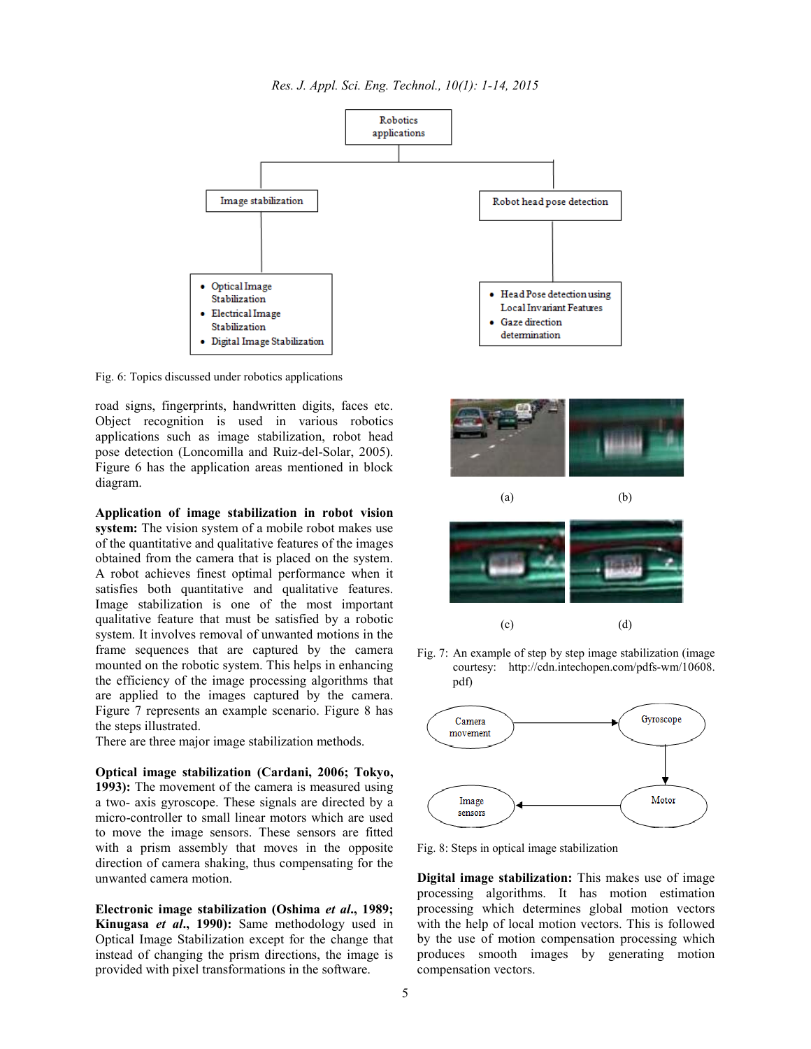Fig. 6: Topics discussed under robotics applications

road signs, fingerprints, handwritten digits, faces etc. Object recognition is used in various robotics applications such as image stabilization, robot head pose detection (Loncomilla and Ruiz-del-Solar, 2005). Figure 6 has the application areas mentioned in block diagram.

**Application of image stabilization in robot vision system:** The vision system of a mobile robot makes use of the quantitative and qualitative features of the images obtained from the camera that is placed on the system. A robot achieves finest optimal performance when it satisfies both quantitative and qualitative features. Image stabilization is one of the most important qualitative feature that must be satisfied by a robotic system. It involves removal of unwanted motions in the frame sequences that are captured by the camera mounted on the robotic system. This helps in enhancing the efficiency of the image processing algorithms that are applied to the images captured by the camera. Figure 7 represents an example scenario. Figure 8 has the steps illustrated.
There are three major image stabilization methods.

**Optical image stabilization (Cardani, 2006; Tokyo, 1993):** The movement of the camera is measured using a two- axis gyroscope. These signals are directed by a micro-controller to small linear motors which are used to move the image sensors. These sensors are fitted with a prism assembly that moves in the opposite direction of camera shaking, thus compensating for the unwanted camera motion.

**Electronic image stabilization (Oshima *et al*., 1989; Kinugasa *et al*., 1990):** Same methodology used in Optical Image Stabilization except for the change that instead of changing the prism directions, the image is provided with pixel transformations in the software.

Fig. 7: An example of step by step image stabilization (image courtesy: http://cdn.intechopen.com/pdfs-wm/10608.pdf)

Fig. 8: Steps in optical image stabilization

**Digital image stabilization:** This makes use of image processing algorithms. It has motion estimation processing which determines global motion vectors with the help of local motion vectors. This is followed by the use of motion compensation processing which produces smooth images by generating motion compensation vectors.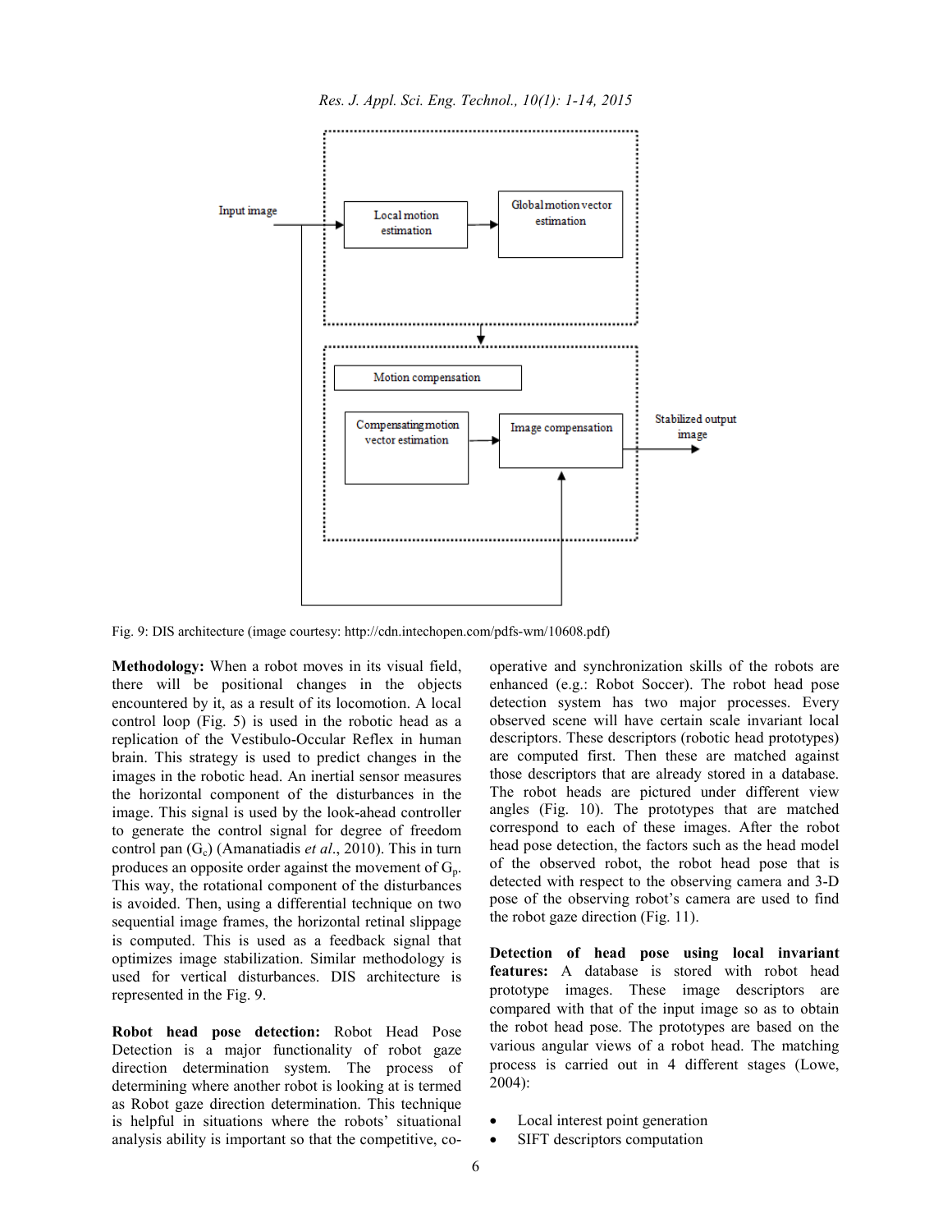Fig. 9: DIS architecture (image courtesy: http://cdn.intechopen.com/pdfs-wm/10608.pdf)

**Methodology:** When a robot moves in its visual field, there will be positional changes in the objects encountered by it, as a result of its locomotion. A local control loop (Fig. 5) is used in the robotic head as a replication of the Vestibulo-Occular Reflex in human brain. This strategy is used to predict changes in the images in the robotic head. An inertial sensor measures the horizontal component of the disturbances in the image. This signal is used by the look-ahead controller to generate the control signal for degree of freedom control pan ($G_c$) (Amanatiadis *et al*., 2010). This in turn produces an opposite order against the movement of $G_p$. This way, the rotational component of the disturbances is avoided. Then, using a differential technique on two sequential image frames, the horizontal retinal slippage is computed. This is used as a feedback signal that optimizes image stabilization. Similar methodology is used for vertical disturbances. DIS architecture is represented in the Fig. 9.

**Robot head pose detection:** Robot Head Pose Detection is a major functionality of robot gaze direction determination system. The process of determining where another robot is looking at is termed as Robot gaze direction determination. This technique is helpful in situations where the robots' situational analysis ability is important so that the competitive, co-operative and synchronization skills of the robots are enhanced (e.g.: Robot Soccer). The robot head pose detection system has two major processes. Every observed scene will have certain scale invariant local descriptors. These descriptors (robotic head prototypes) are computed first. Then these are matched against those descriptors that are already stored in a database. The robot heads are pictured under different view angles (Fig. 10). The prototypes that are matched correspond to each of these images. After the robot head pose detection, the factors such as the head model of the observed robot, the robot head pose that is detected with respect to the observing camera and 3-D pose of the observing robot's camera are used to find the robot gaze direction (Fig. 11).

**Detection of head pose using local invariant features:** A database is stored with robot head prototype images. These image descriptors are compared with that of the input image so as to obtain the robot head pose. The prototypes are based on the various angular views of a robot head. The matching process is carried out in 4 different stages (Lowe, 2004):

- Local interest point generation
- SIFT descriptors computation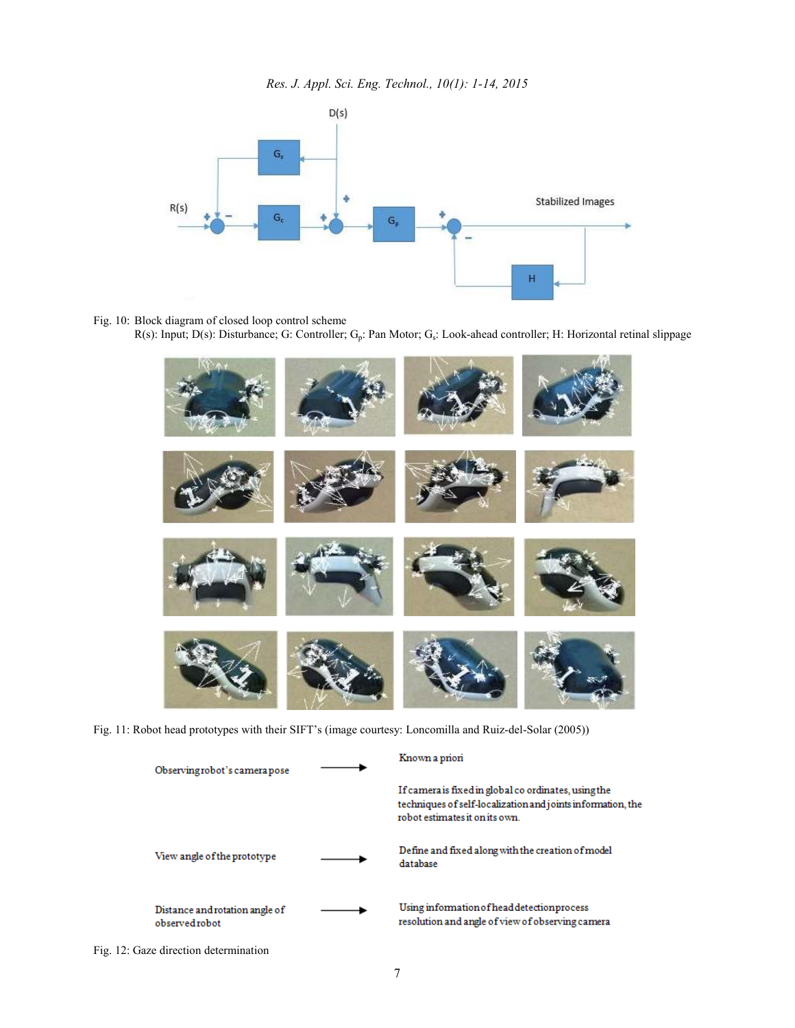Fig. 10: Block diagram of closed loop control scheme
R(s): Input; D(s): Disturbance; G: Controller; $G_p$: Pan Motor; $G_s$: Look-ahead controller; H: Horizontal retinal slippage

Fig. 11: Robot head prototypes with their SIFT's (image courtesy: Loncomilla and Ruiz-del-Solar (2005))

| | | |
|---|---|---|
| Observing robot's camera pose | → | Known a priori<br><br>If camera is fixed in global co ordinates, using the techniques of self-localization and joints information, the robot estimates it on its own. |
| View angle of the prototype | → | Define and fixed along with the creation of model database |
| Distance and rotation angle of observed robot | → | Using information of head detection process resolution and angle of view of observing camera |

Fig. 12: Gaze direction determination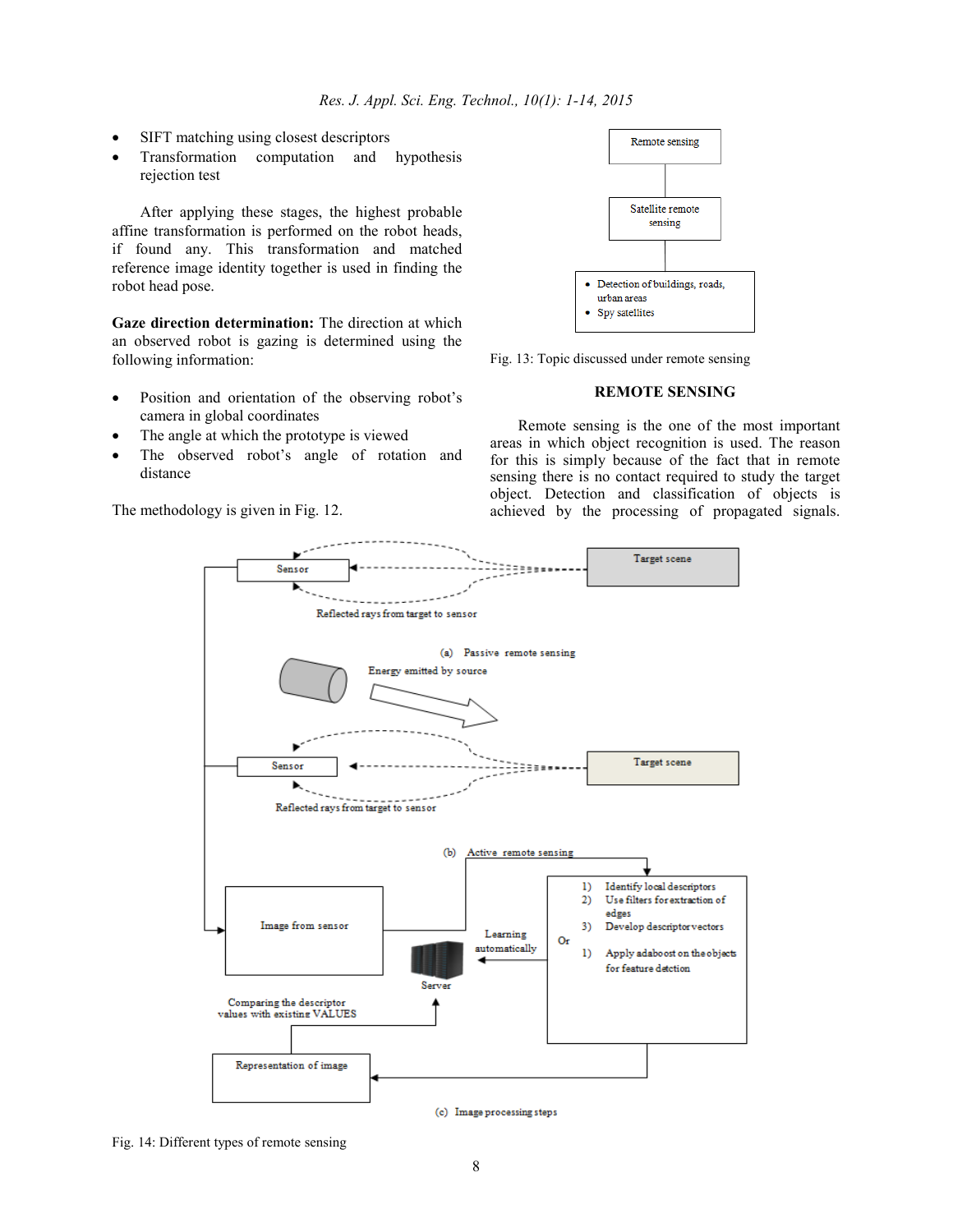- SIFT matching using closest descriptors
- Transformation computation and hypothesis rejection test

After applying these stages, the highest probable affine transformation is performed on the robot heads, if found any. This transformation and matched reference image identity together is used in finding the robot head pose.

**Gaze direction determination:** The direction at which an observed robot is gazing is determined using the following information:

- Position and orientation of the observing robot's camera in global coordinates
- The angle at which the prototype is viewed
- The observed robot's angle of rotation and distance

The methodology is given in Fig. 12.

Remote sensing

Satellite remote sensing

- Detection of buildings, roads, urban areas
- Spy satellites

Fig. 13: Topic discussed under remote sensing

## REMOTE SENSING

Remote sensing is the one of the most important areas in which object recognition is used. The reason for this is simply because of the fact that in remote sensing there is no contact required to study the target object. Detection and classification of objects is achieved by the processing of propagated signals.

Sensor — Target scene — Reflected rays from target to sensor

(a) Passive remote sensing

Energy emitted by source

Sensor — Target scene — Reflected rays from target to sensor

(b) Active remote sensing

Image from sensor

Server

Learning automatically

1) Identify local descriptors
2) Use filters for extraction of edges
3) Develop descriptor vectors

Or

1) Apply adaboost on the objects for feature detction

Comparing the descriptor values with existing VALUES

Representation of image

(c) Image processing steps

Fig. 14: Different types of remote sensing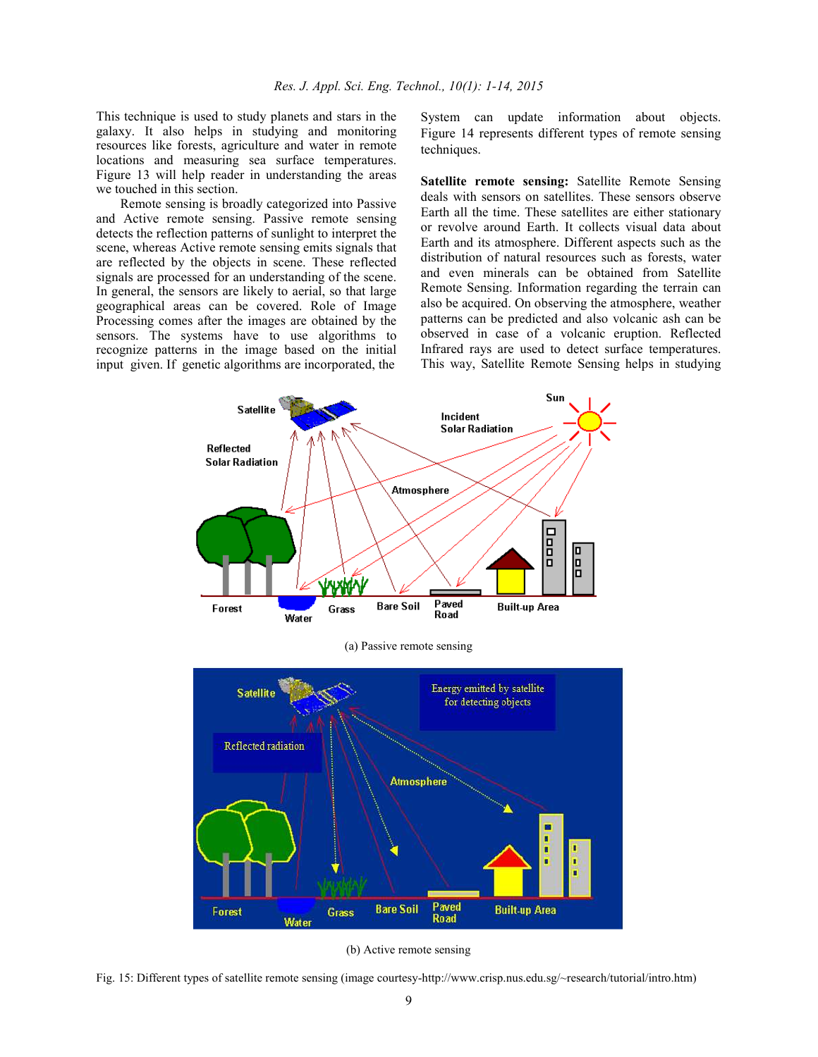This technique is used to study planets and stars in the galaxy. It also helps in studying and monitoring resources like forests, agriculture and water in remote locations and measuring sea surface temperatures. Figure 13 will help reader in understanding the areas we touched in this section.

Remote sensing is broadly categorized into Passive and Active remote sensing. Passive remote sensing detects the reflection patterns of sunlight to interpret the scene, whereas Active remote sensing emits signals that are reflected by the objects in scene. These reflected signals are processed for an understanding of the scene. In general, the sensors are likely to aerial, so that large geographical areas can be covered. Role of Image Processing comes after the images are obtained by the sensors. The systems have to use algorithms to recognize patterns in the image based on the initial input given. If genetic algorithms are incorporated, the System can update information about objects. Figure 14 represents different types of remote sensing techniques.

**Satellite remote sensing:** Satellite Remote Sensing deals with sensors on satellites. These sensors observe Earth all the time. These satellites are either stationary or revolve around Earth. It collects visual data about Earth and its atmosphere. Different aspects such as the distribution of natural resources such as forests, water and even minerals can be obtained from Satellite Remote Sensing. Information regarding the terrain can also be acquired. On observing the atmosphere, weather patterns can be predicted and also volcanic ash can be observed in case of a volcanic eruption. Reflected Infrared rays are used to detect surface temperatures. This way, Satellite Remote Sensing helps in studying

(a) Passive remote sensing

(b) Active remote sensing

Fig. 15: Different types of satellite remote sensing (image courtesy-http://www.crisp.nus.edu.sg/~research/tutorial/intro.htm)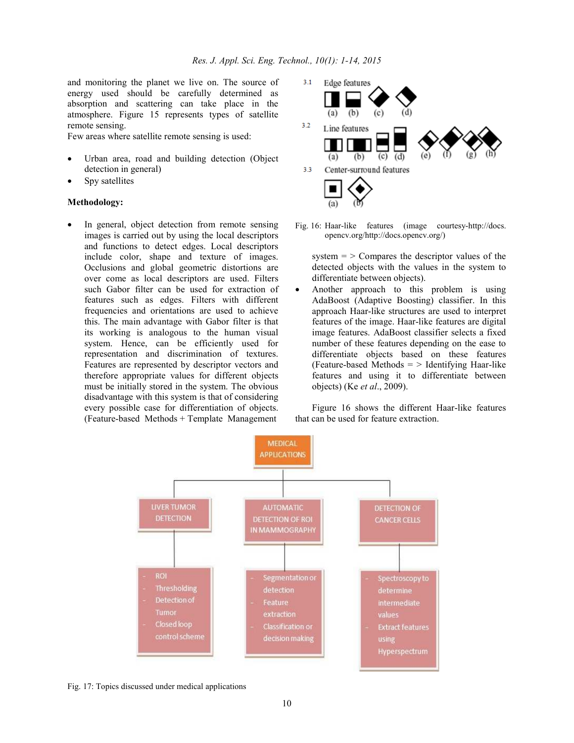and monitoring the planet we live on. The source of energy used should be carefully determined as absorption and scattering can take place in the atmosphere. Figure 15 represents types of satellite remote sensing.

Few areas where satellite remote sensing is used:

- Urban area, road and building detection (Object detection in general)
- Spy satellites

**Methodology:**

- In general, object detection from remote sensing images is carried out by using the local descriptors and functions to detect edges. Local descriptors include color, shape and texture of images. Occlusions and global geometric distortions are over come as local descriptors are used. Filters such Gabor filter can be used for extraction of features such as edges. Filters with different frequencies and orientations are used to achieve this. The main advantage with Gabor filter is that its working is analogous to the human visual system. Hence, can be efficiently used for representation and discrimination of textures. Features are represented by descriptor vectors and therefore appropriate values for different objects must be initially stored in the system. The obvious disadvantage with this system is that of considering every possible case for differentiation of objects. (Feature-based Methods + Template Management system = > Compares the descriptor values of the detected objects with the values in the system to differentiate between objects).
- Another approach to this problem is using AdaBoost (Adaptive Boosting) classifier. In this approach Haar-like structures are used to interpret features of the image. Haar-like features are digital image features. AdaBoost classifier selects a fixed number of these features depending on the ease to differentiate objects based on these features (Feature-based Methods = > Identifying Haar-like features and using it to differentiate between objects) (Ke *et al*., 2009).

Figure 16 shows the different Haar-like features that can be used for feature extraction.

Fig. 16: Haar-like features (image courtesy-http://docs.opencv.org/http://docs.opencv.org/)

Fig. 17: Topics discussed under medical applications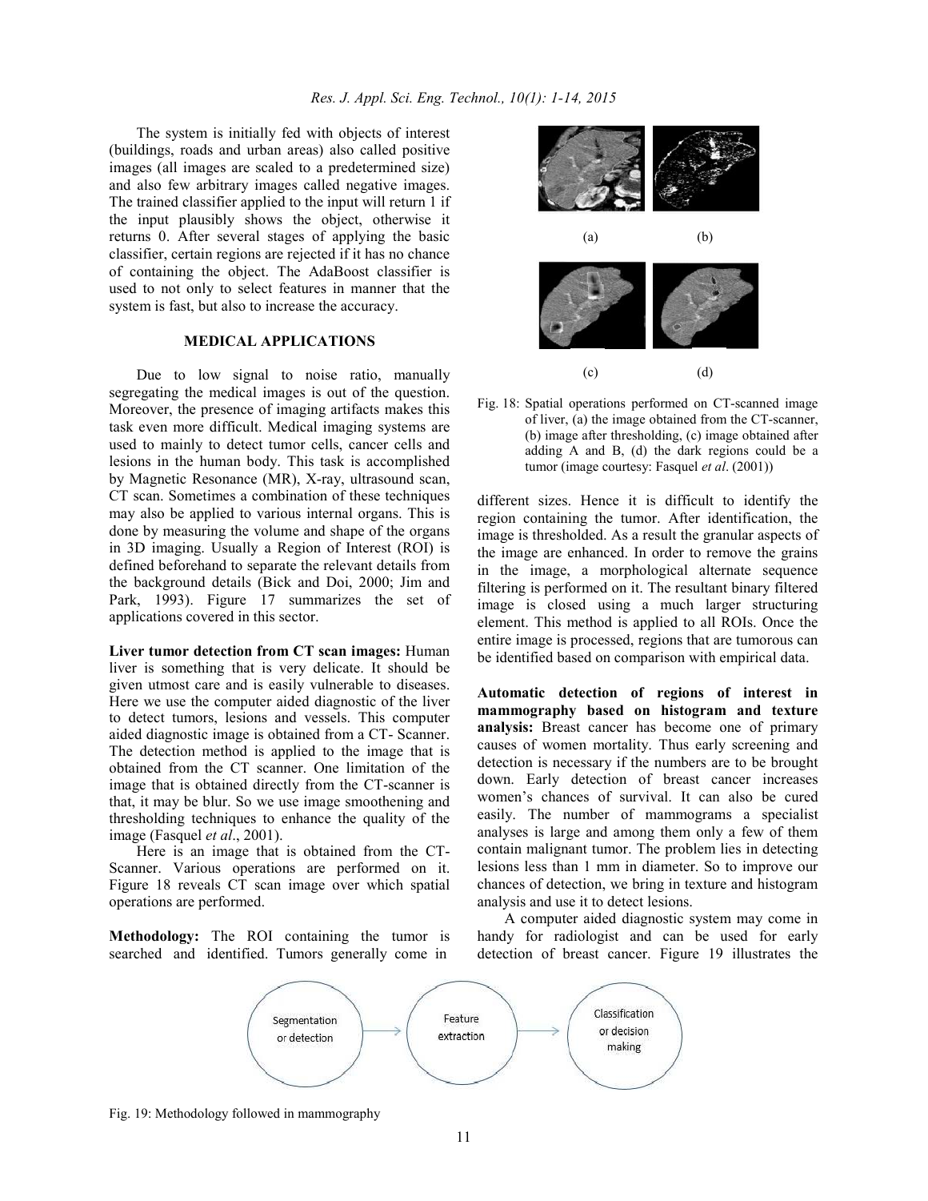The system is initially fed with objects of interest (buildings, roads and urban areas) also called positive images (all images are scaled to a predetermined size) and also few arbitrary images called negative images. The trained classifier applied to the input will return 1 if the input plausibly shows the object, otherwise it returns 0. After several stages of applying the basic classifier, certain regions are rejected if it has no chance of containing the object. The AdaBoost classifier is used to not only to select features in manner that the system is fast, but also to increase the accuracy.

## MEDICAL APPLICATIONS

Due to low signal to noise ratio, manually segregating the medical images is out of the question. Moreover, the presence of imaging artifacts makes this task even more difficult. Medical imaging systems are used to mainly to detect tumor cells, cancer cells and lesions in the human body. This task is accomplished by Magnetic Resonance (MR), X-ray, ultrasound scan, CT scan. Sometimes a combination of these techniques may also be applied to various internal organs. This is done by measuring the volume and shape of the organs in 3D imaging. Usually a Region of Interest (ROI) is defined beforehand to separate the relevant details from the background details (Bick and Doi, 2000; Jim and Park, 1993). Figure 17 summarizes the set of applications covered in this sector.

**Liver tumor detection from CT scan images:** Human liver is something that is very delicate. It should be given utmost care and is easily vulnerable to diseases. Here we use the computer aided diagnostic of the liver to detect tumors, lesions and vessels. This computer aided diagnostic image is obtained from a CT- Scanner. The detection method is applied to the image that is obtained from the CT scanner. One limitation of the image that is obtained directly from the CT-scanner is that, it may be blur. So we use image smoothening and thresholding techniques to enhance the quality of the image (Fasquel *et al*., 2001).

Here is an image that is obtained from the CT-Scanner. Various operations are performed on it. Figure 18 reveals CT scan image over which spatial operations are performed.

(a) (b)

(c) (d)

Fig. 18: Spatial operations performed on CT-scanned image of liver, (a) the image obtained from the CT-scanner, (b) image after thresholding, (c) image obtained after adding A and B, (d) the dark regions could be a tumor (image courtesy: Fasquel *et al*. (2001))

**Methodology:** The ROI containing the tumor is searched and identified. Tumors generally come in different sizes. Hence it is difficult to identify the region containing the tumor. After identification, the image is thresholded. As a result the granular aspects of the image are enhanced. In order to remove the grains in the image, a morphological alternate sequence filtering is performed on it. The resultant binary filtered image is closed using a much larger structuring element. This method is applied to all ROIs. Once the entire image is processed, regions that are tumorous can be identified based on comparison with empirical data.

**Automatic detection of regions of interest in mammography based on histogram and texture analysis:** Breast cancer has become one of primary causes of women mortality. Thus early screening and detection is necessary if the numbers are to be brought down. Early detection of breast cancer increases women's chances of survival. It can also be cured easily. The number of mammograms a specialist analyses is large and among them only a few of them contain malignant tumor. The problem lies in detecting lesions less than 1 mm in diameter. So to improve our chances of detection, we bring in texture and histogram analysis and use it to detect lesions.

A computer aided diagnostic system may come in handy for radiologist and can be used for early detection of breast cancer. Figure 19 illustrates the

Segmentation or detection → Feature extraction → Classification or decision making

Fig. 19: Methodology followed in mammography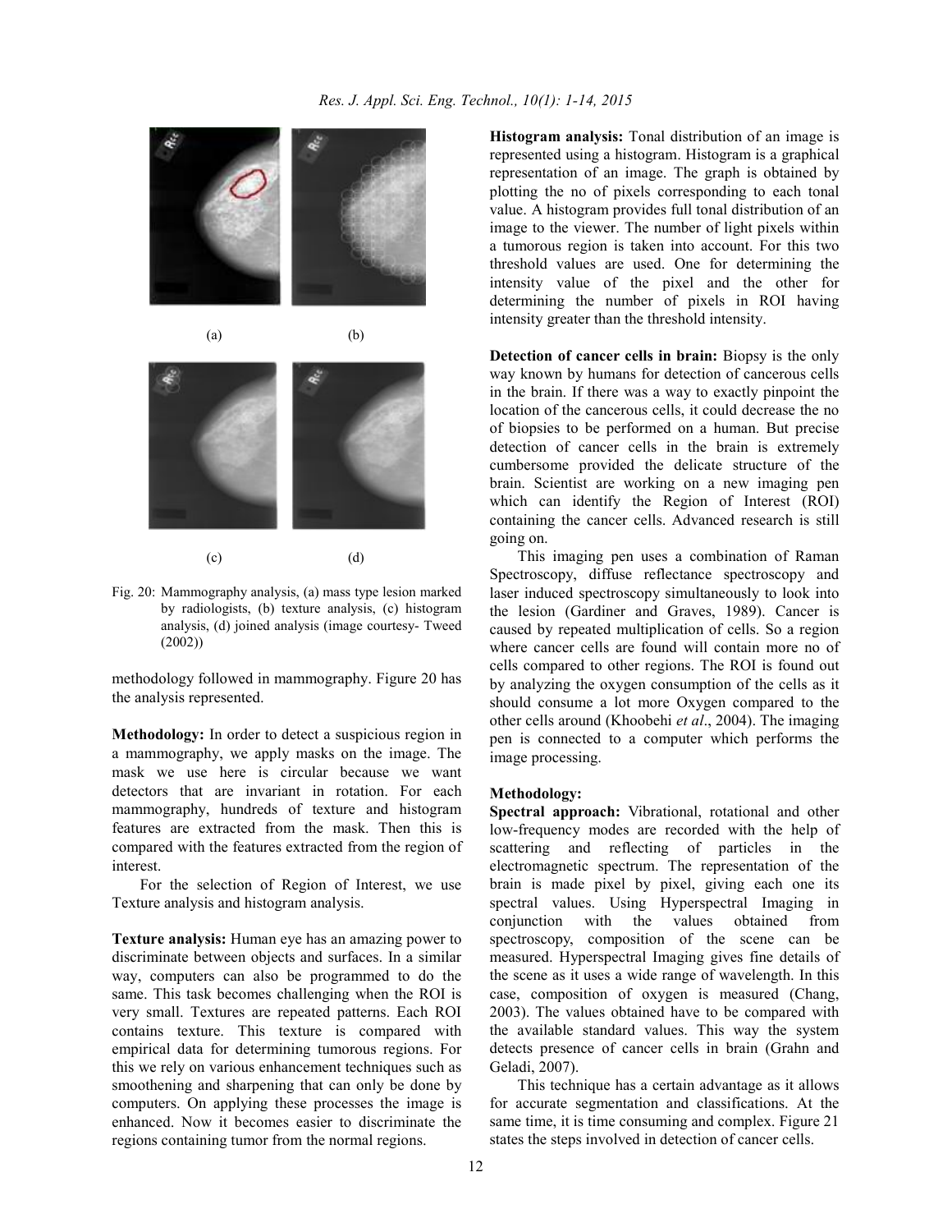(a) (b)

(c) (d)

Fig. 20: Mammography analysis, (a) mass type lesion marked by radiologists, (b) texture analysis, (c) histogram analysis, (d) joined analysis (image courtesy- Tweed (2002))

methodology followed in mammography. Figure 20 has the analysis represented.

**Methodology:** In order to detect a suspicious region in a mammography, we apply masks on the image. The mask we use here is circular because we want detectors that are invariant in rotation. For each mammography, hundreds of texture and histogram features are extracted from the mask. Then this is compared with the features extracted from the region of interest.

For the selection of Region of Interest, we use Texture analysis and histogram analysis.

**Texture analysis:** Human eye has an amazing power to discriminate between objects and surfaces. In a similar way, computers can also be programmed to do the same. This task becomes challenging when the ROI is very small. Textures are repeated patterns. Each ROI contains texture. This texture is compared with empirical data for determining tumorous regions. For this we rely on various enhancement techniques such as smoothening and sharpening that can only be done by computers. On applying these processes the image is enhanced. Now it becomes easier to discriminate the regions containing tumor from the normal regions.

**Histogram analysis:** Tonal distribution of an image is represented using a histogram. Histogram is a graphical representation of an image. The graph is obtained by plotting the no of pixels corresponding to each tonal value. A histogram provides full tonal distribution of an image to the viewer. The number of light pixels within a tumorous region is taken into account. For this two threshold values are used. One for determining the intensity value of the pixel and the other for determining the number of pixels in ROI having intensity greater than the threshold intensity.

**Detection of cancer cells in brain:** Biopsy is the only way known by humans for detection of cancerous cells in the brain. If there was a way to exactly pinpoint the location of the cancerous cells, it could decrease the no of biopsies to be performed on a human. But precise detection of cancer cells in the brain is extremely cumbersome provided the delicate structure of the brain. Scientist are working on a new imaging pen which can identify the Region of Interest (ROI) containing the cancer cells. Advanced research is still going on.

This imaging pen uses a combination of Raman Spectroscopy, diffuse reflectance spectroscopy and laser induced spectroscopy simultaneously to look into the lesion (Gardiner and Graves, 1989). Cancer is caused by repeated multiplication of cells. So a region where cancer cells are found will contain more no of cells compared to other regions. The ROI is found out by analyzing the oxygen consumption of the cells as it should consume a lot more Oxygen compared to the other cells around (Khoobehi *et al*., 2004). The imaging pen is connected to a computer which performs the image processing.

**Methodology:**

**Spectral approach:** Vibrational, rotational and other low-frequency modes are recorded with the help of scattering and reflecting of particles in the electromagnetic spectrum. The representation of the brain is made pixel by pixel, giving each one its spectral values. Using Hyperspectral Imaging in conjunction with the values obtained from spectroscopy, composition of the scene can be measured. Hyperspectral Imaging gives fine details of the scene as it uses a wide range of wavelength. In this case, composition of oxygen is measured (Chang, 2003). The values obtained have to be compared with the available standard values. This way the system detects presence of cancer cells in brain (Grahn and Geladi, 2007).

This technique has a certain advantage as it allows for accurate segmentation and classifications. At the same time, it is time consuming and complex. Figure 21 states the steps involved in detection of cancer cells.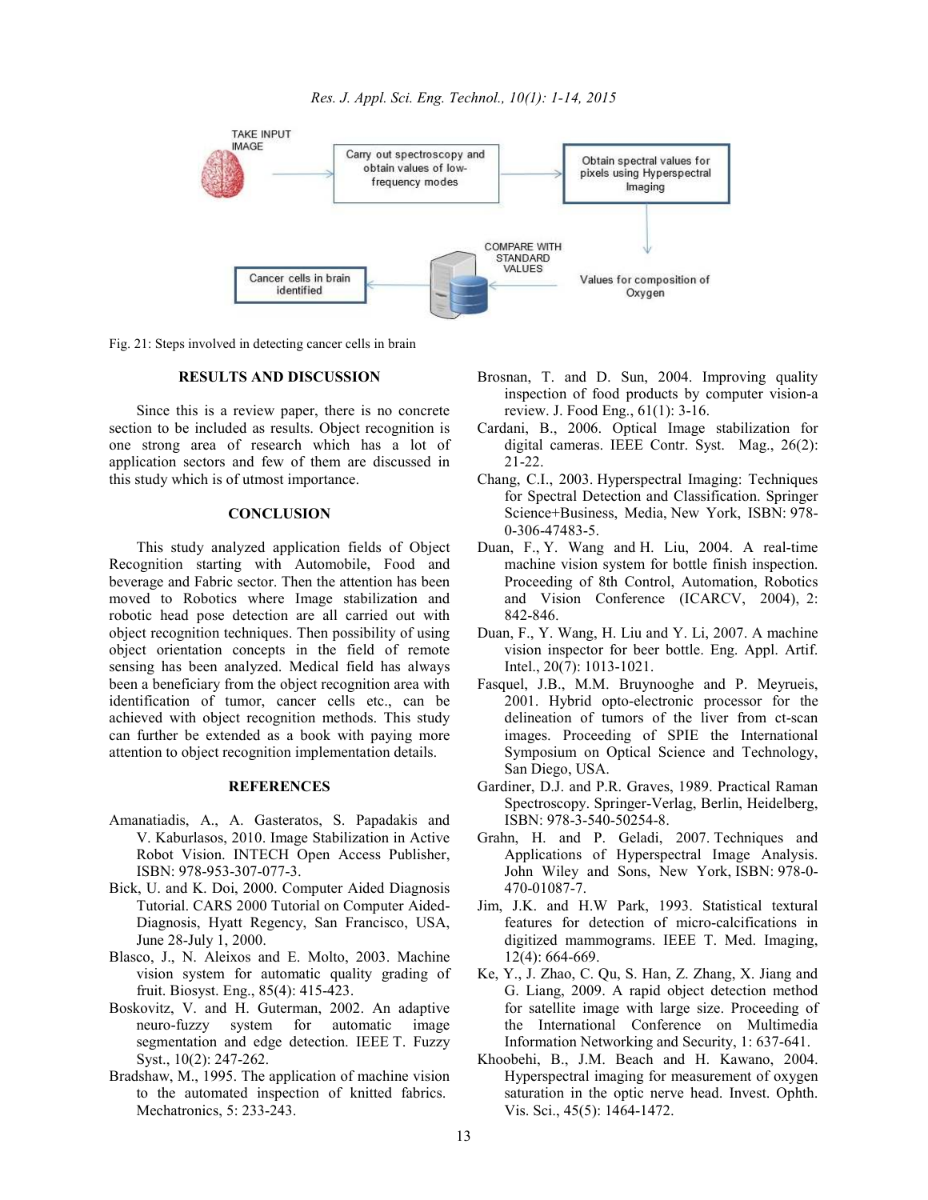Fig. 21: Steps involved in detecting cancer cells in brain

## RESULTS AND DISCUSSION

Since this is a review paper, there is no concrete section to be included as results. Object recognition is one strong area of research which has a lot of application sectors and few of them are discussed in this study which is of utmost importance.

## CONCLUSION

This study analyzed application fields of Object Recognition starting with Automobile, Food and beverage and Fabric sector. Then the attention has been moved to Robotics where Image stabilization and robotic head pose detection are all carried out with object recognition techniques. Then possibility of using object orientation concepts in the field of remote sensing has been analyzed. Medical field has always been a beneficiary from the object recognition area with identification of tumor, cancer cells etc., can be achieved with object recognition methods. This study can further be extended as a book with paying more attention to object recognition implementation details.

## REFERENCES

Amanatiadis, A., A. Gasteratos, S. Papadakis and V. Kaburlasos, 2010. Image Stabilization in Active Robot Vision. INTECH Open Access Publisher, ISBN: 978-953-307-077-3.

Bick, U. and K. Doi, 2000. Computer Aided Diagnosis Tutorial. CARS 2000 Tutorial on Computer Aided-Diagnosis, Hyatt Regency, San Francisco, USA, June 28-July 1, 2000.

Blasco, J., N. Aleixos and E. Molto, 2003. Machine vision system for automatic quality grading of fruit. Biosyst. Eng., 85(4): 415-423.

Boskovitz, V. and H. Guterman, 2002. An adaptive neuro-fuzzy system for automatic image segmentation and edge detection. IEEE T. Fuzzy Syst., 10(2): 247-262.

Bradshaw, M., 1995. The application of machine vision to the automated inspection of knitted fabrics. Mechatronics, 5: 233-243.

Brosnan, T. and D. Sun, 2004. Improving quality inspection of food products by computer vision-a review. J. Food Eng., 61(1): 3-16.

Cardani, B., 2006. Optical Image stabilization for digital cameras. IEEE Contr. Syst. Mag., 26(2): 21-22.

Chang, C.I., 2003. Hyperspectral Imaging: Techniques for Spectral Detection and Classification. Springer Science+Business, Media, New York, ISBN: 978-0-306-47483-5.

Duan, F., Y. Wang and H. Liu, 2004. A real-time machine vision system for bottle finish inspection. Proceeding of 8th Control, Automation, Robotics and Vision Conference (ICARCV, 2004), 2: 842-846.

Duan, F., Y. Wang, H. Liu and Y. Li, 2007. A machine vision inspector for beer bottle. Eng. Appl. Artif. Intel., 20(7): 1013-1021.

Fasquel, J.B., M.M. Bruynooghe and P. Meyrueis, 2001. Hybrid opto-electronic processor for the delineation of tumors of the liver from ct-scan images. Proceeding of SPIE the International Symposium on Optical Science and Technology, San Diego, USA.

Gardiner, D.J. and P.R. Graves, 1989. Practical Raman Spectroscopy. Springer-Verlag, Berlin, Heidelberg, ISBN: 978-3-540-50254-8.

Grahn, H. and P. Geladi, 2007. Techniques and Applications of Hyperspectral Image Analysis. John Wiley and Sons, New York, ISBN: 978-0-470-01087-7.

Jim, J.K. and H.W Park, 1993. Statistical textural features for detection of micro-calcifications in digitized mammograms. IEEE T. Med. Imaging, 12(4): 664-669.

Ke, Y., J. Zhao, C. Qu, S. Han, Z. Zhang, X. Jiang and G. Liang, 2009. A rapid object detection method for satellite image with large size. Proceeding of the International Conference on Multimedia Information Networking and Security, 1: 637-641.

Khoobehi, B., J.M. Beach and H. Kawano, 2004. Hyperspectral imaging for measurement of oxygen saturation in the optic nerve head. Invest. Ophth. Vis. Sci., 45(5): 1464-1472.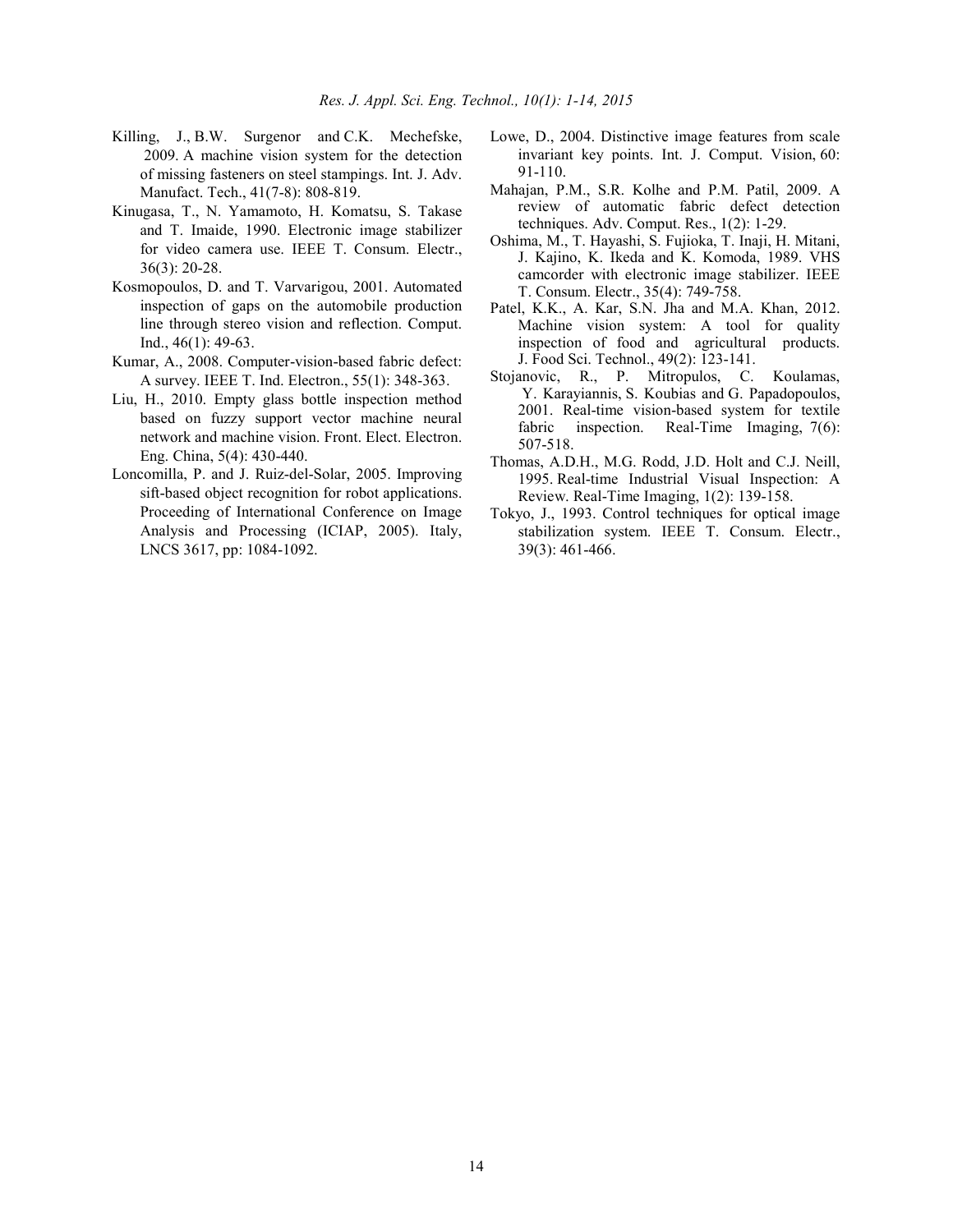Killing, J., B.W. Surgenor and C.K. Mechefske, 2009. A machine vision system for the detection of missing fasteners on steel stampings. Int. J. Adv. Manufact. Tech., 41(7-8): 808-819.

Kinugasa, T., N. Yamamoto, H. Komatsu, S. Takase and T. Imaide, 1990. Electronic image stabilizer for video camera use. IEEE T. Consum. Electr., 36(3): 20-28.

Kosmopoulos, D. and T. Varvarigou, 2001. Automated inspection of gaps on the automobile production line through stereo vision and reflection. Comput. Ind., 46(1): 49-63.

Kumar, A., 2008. Computer-vision-based fabric defect: A survey. IEEE T. Ind. Electron., 55(1): 348-363.

Liu, H., 2010. Empty glass bottle inspection method based on fuzzy support vector machine neural network and machine vision. Front. Elect. Electron. Eng. China, 5(4): 430-440.

Loncomilla, P. and J. Ruiz-del-Solar, 2005. Improving sift-based object recognition for robot applications. Proceeding of International Conference on Image Analysis and Processing (ICIAP, 2005). Italy, LNCS 3617, pp: 1084-1092.

Lowe, D., 2004. Distinctive image features from scale invariant key points. Int. J. Comput. Vision, 60: 91-110.

Mahajan, P.M., S.R. Kolhe and P.M. Patil, 2009. A review of automatic fabric defect detection techniques. Adv. Comput. Res., 1(2): 1-29.

Oshima, M., T. Hayashi, S. Fujioka, T. Inaji, H. Mitani, J. Kajino, K. Ikeda and K. Komoda, 1989. VHS camcorder with electronic image stabilizer. IEEE T. Consum. Electr., 35(4): 749-758.

Patel, K.K., A. Kar, S.N. Jha and M.A. Khan, 2012. Machine vision system: A tool for quality inspection of food and agricultural products. J. Food Sci. Technol., 49(2): 123-141.

Stojanovic, R., P. Mitropulos, C. Koulamas, Y. Karayiannis, S. Koubias and G. Papadopoulos, 2001. Real-time vision-based system for textile fabric inspection. Real-Time Imaging, 7(6): 507-518.

Thomas, A.D.H., M.G. Rodd, J.D. Holt and C.J. Neill, 1995. Real-time Industrial Visual Inspection: A Review. Real-Time Imaging, 1(2): 139-158.

Tokyo, J., 1993. Control techniques for optical image stabilization system. IEEE T. Consum. Electr., 39(3): 461-466.